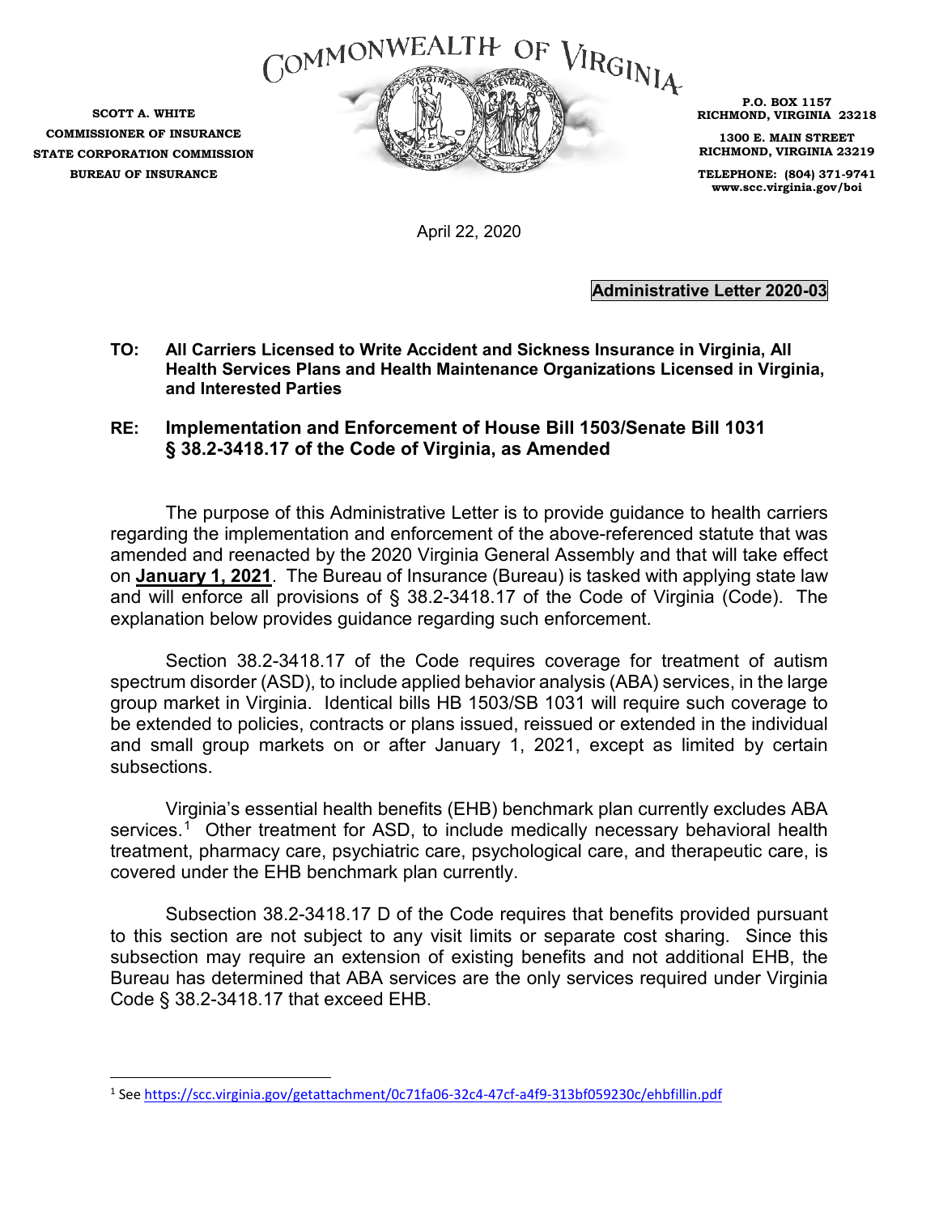# COMMONWEALTH OF VIRGINIA

**SCOTT A. WHITE**
**COMMISSIONER OF INSURANCE**
**STATE CORPORATION COMMISSION**
**BUREAU OF INSURANCE**

**P.O. BOX 1157**
**RICHMOND, VIRGINIA 23218**

**1300 E. MAIN STREET**
**RICHMOND, VIRGINIA 23219**

**TELEPHONE: (804) 371-9741**
**www.scc.virginia.gov/boi**

April 22, 2020

**Administrative Letter 2020-03**

**TO: All Carriers Licensed to Write Accident and Sickness Insurance in Virginia, All Health Services Plans and Health Maintenance Organizations Licensed in Virginia, and Interested Parties**

**RE: Implementation and Enforcement of House Bill 1503/Senate Bill 1031 § 38.2-3418.17 of the Code of Virginia, as Amended**

The purpose of this Administrative Letter is to provide guidance to health carriers regarding the implementation and enforcement of the above-referenced statute that was amended and reenacted by the 2020 Virginia General Assembly and that will take effect on **January 1, 2021**. The Bureau of Insurance (Bureau) is tasked with applying state law and will enforce all provisions of § 38.2-3418.17 of the Code of Virginia (Code). The explanation below provides guidance regarding such enforcement.

Section 38.2-3418.17 of the Code requires coverage for treatment of autism spectrum disorder (ASD), to include applied behavior analysis (ABA) services, in the large group market in Virginia. Identical bills HB 1503/SB 1031 will require such coverage to be extended to policies, contracts or plans issued, reissued or extended in the individual and small group markets on or after January 1, 2021, except as limited by certain subsections.

Virginia's essential health benefits (EHB) benchmark plan currently excludes ABA services.[1] Other treatment for ASD, to include medically necessary behavioral health treatment, pharmacy care, psychiatric care, psychological care, and therapeutic care, is covered under the EHB benchmark plan currently.

Subsection 38.2-3418.17 D of the Code requires that benefits provided pursuant to this section are not subject to any visit limits or separate cost sharing. Since this subsection may require an extension of existing benefits and not additional EHB, the Bureau has determined that ABA services are the only services required under Virginia Code § 38.2-3418.17 that exceed EHB.

---

[1] See https://scc.virginia.gov/getattachment/0c71fa06-32c4-47cf-a4f9-313bf059230c/ehbfillin.pdf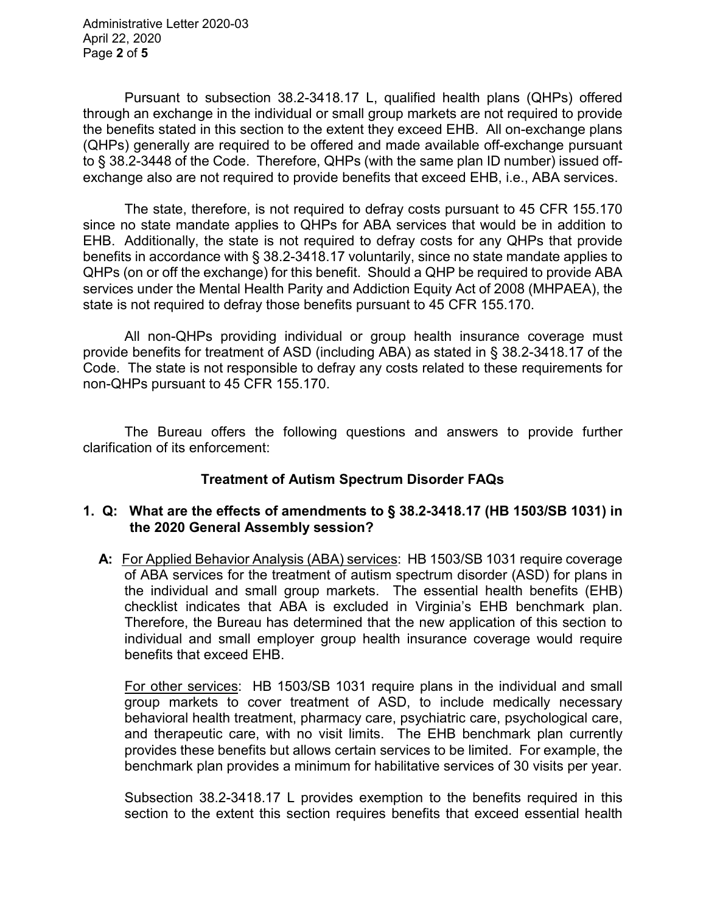Pursuant to subsection 38.2-3418.17 L, qualified health plans (QHPs) offered through an exchange in the individual or small group markets are not required to provide the benefits stated in this section to the extent they exceed EHB. All on-exchange plans (QHPs) generally are required to be offered and made available off-exchange pursuant to § 38.2-3448 of the Code. Therefore, QHPs (with the same plan ID number) issued off-exchange also are not required to provide benefits that exceed EHB, i.e., ABA services.

The state, therefore, is not required to defray costs pursuant to 45 CFR 155.170 since no state mandate applies to QHPs for ABA services that would be in addition to EHB. Additionally, the state is not required to defray costs for any QHPs that provide benefits in accordance with § 38.2-3418.17 voluntarily, since no state mandate applies to QHPs (on or off the exchange) for this benefit. Should a QHP be required to provide ABA services under the Mental Health Parity and Addiction Equity Act of 2008 (MHPAEA), the state is not required to defray those benefits pursuant to 45 CFR 155.170.

All non-QHPs providing individual or group health insurance coverage must provide benefits for treatment of ASD (including ABA) as stated in § 38.2-3418.17 of the Code. The state is not responsible to defray any costs related to these requirements for non-QHPs pursuant to 45 CFR 155.170.

The Bureau offers the following questions and answers to provide further clarification of its enforcement:

## Treatment of Autism Spectrum Disorder FAQs

**1. Q: What are the effects of amendments to § 38.2-3418.17 (HB 1503/SB 1031) in the 2020 General Assembly session?**

**A:** <u>For Applied Behavior Analysis (ABA) services</u>: HB 1503/SB 1031 require coverage of ABA services for the treatment of autism spectrum disorder (ASD) for plans in the individual and small group markets. The essential health benefits (EHB) checklist indicates that ABA is excluded in Virginia's EHB benchmark plan. Therefore, the Bureau has determined that the new application of this section to individual and small employer group health insurance coverage would require benefits that exceed EHB.

<u>For other services</u>: HB 1503/SB 1031 require plans in the individual and small group markets to cover treatment of ASD, to include medically necessary behavioral health treatment, pharmacy care, psychiatric care, psychological care, and therapeutic care, with no visit limits. The EHB benchmark plan currently provides these benefits but allows certain services to be limited. For example, the benchmark plan provides a minimum for habilitative services of 30 visits per year.

Subsection 38.2-3418.17 L provides exemption to the benefits required in this section to the extent this section requires benefits that exceed essential health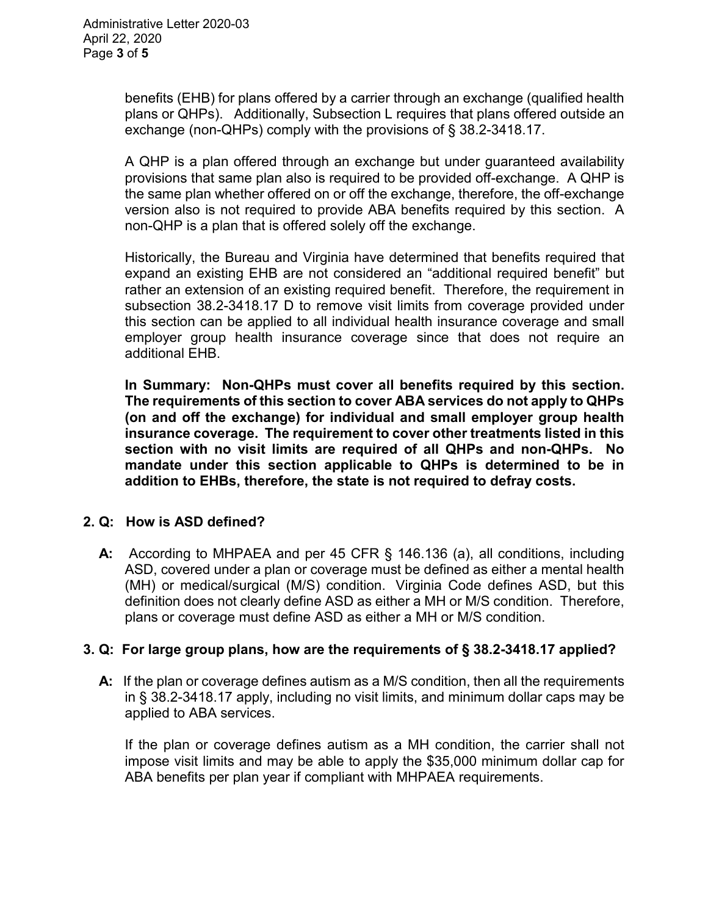benefits (EHB) for plans offered by a carrier through an exchange (qualified health plans or QHPs). Additionally, Subsection L requires that plans offered outside an exchange (non-QHPs) comply with the provisions of § 38.2-3418.17.

A QHP is a plan offered through an exchange but under guaranteed availability provisions that same plan also is required to be provided off-exchange. A QHP is the same plan whether offered on or off the exchange, therefore, the off-exchange version also is not required to provide ABA benefits required by this section. A non-QHP is a plan that is offered solely off the exchange.

Historically, the Bureau and Virginia have determined that benefits required that expand an existing EHB are not considered an "additional required benefit" but rather an extension of an existing required benefit. Therefore, the requirement in subsection 38.2-3418.17 D to remove visit limits from coverage provided under this section can be applied to all individual health insurance coverage and small employer group health insurance coverage since that does not require an additional EHB.

**In Summary: Non-QHPs must cover all benefits required by this section. The requirements of this section to cover ABA services do not apply to QHPs (on and off the exchange) for individual and small employer group health insurance coverage. The requirement to cover other treatments listed in this section with no visit limits are required of all QHPs and non-QHPs. No mandate under this section applicable to QHPs is determined to be in addition to EHBs, therefore, the state is not required to defray costs.**

**2. Q: How is ASD defined?**

**A:** According to MHPAEA and per 45 CFR § 146.136 (a), all conditions, including ASD, covered under a plan or coverage must be defined as either a mental health (MH) or medical/surgical (M/S) condition. Virginia Code defines ASD, but this definition does not clearly define ASD as either a MH or M/S condition. Therefore, plans or coverage must define ASD as either a MH or M/S condition.

**3. Q: For large group plans, how are the requirements of § 38.2-3418.17 applied?**

**A:** If the plan or coverage defines autism as a M/S condition, then all the requirements in § 38.2-3418.17 apply, including no visit limits, and minimum dollar caps may be applied to ABA services.

If the plan or coverage defines autism as a MH condition, the carrier shall not impose visit limits and may be able to apply the $35,000 minimum dollar cap for ABA benefits per plan year if compliant with MHPAEA requirements.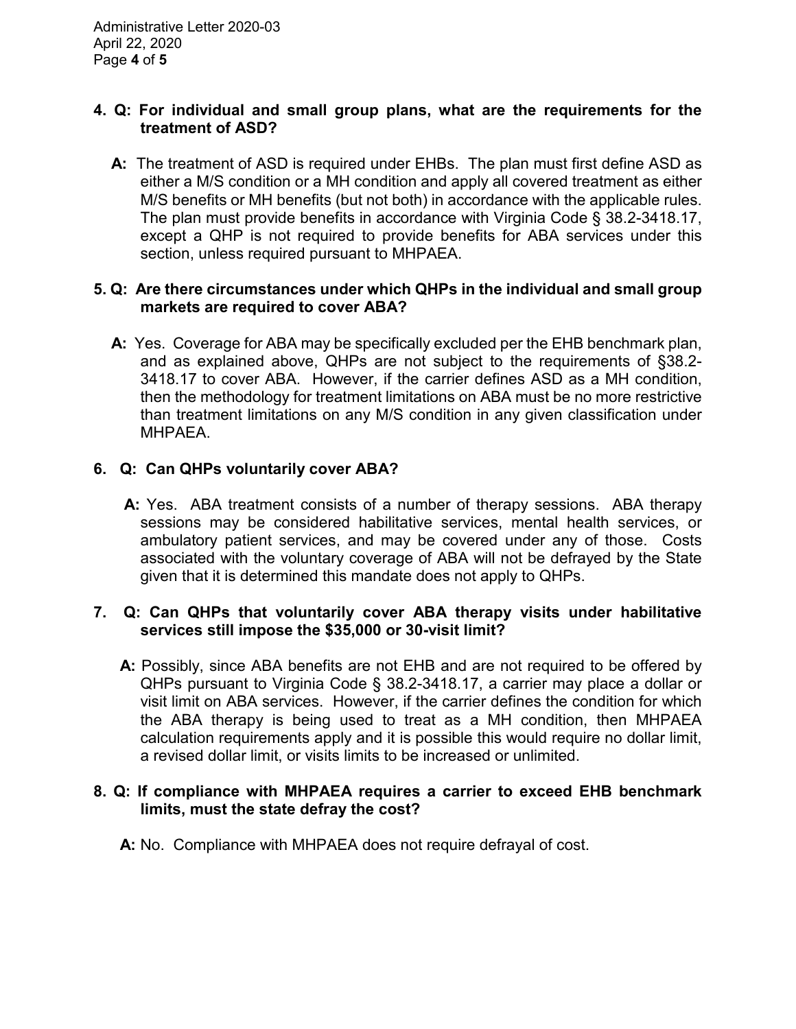**4. Q: For individual and small group plans, what are the requirements for the treatment of ASD?**

**A:** The treatment of ASD is required under EHBs. The plan must first define ASD as either a M/S condition or a MH condition and apply all covered treatment as either M/S benefits or MH benefits (but not both) in accordance with the applicable rules. The plan must provide benefits in accordance with Virginia Code § 38.2-3418.17, except a QHP is not required to provide benefits for ABA services under this section, unless required pursuant to MHPAEA.

**5. Q: Are there circumstances under which QHPs in the individual and small group markets are required to cover ABA?**

**A:** Yes. Coverage for ABA may be specifically excluded per the EHB benchmark plan, and as explained above, QHPs are not subject to the requirements of §38.2-3418.17 to cover ABA. However, if the carrier defines ASD as a MH condition, then the methodology for treatment limitations on ABA must be no more restrictive than treatment limitations on any M/S condition in any given classification under MHPAEA.

**6. Q: Can QHPs voluntarily cover ABA?**

**A:** Yes. ABA treatment consists of a number of therapy sessions. ABA therapy sessions may be considered habilitative services, mental health services, or ambulatory patient services, and may be covered under any of those. Costs associated with the voluntary coverage of ABA will not be defrayed by the State given that it is determined this mandate does not apply to QHPs.

**7. Q: Can QHPs that voluntarily cover ABA therapy visits under habilitative services still impose the $35,000 or 30-visit limit?**

**A:** Possibly, since ABA benefits are not EHB and are not required to be offered by QHPs pursuant to Virginia Code § 38.2-3418.17, a carrier may place a dollar or visit limit on ABA services. However, if the carrier defines the condition for which the ABA therapy is being used to treat as a MH condition, then MHPAEA calculation requirements apply and it is possible this would require no dollar limit, a revised dollar limit, or visits limits to be increased or unlimited.

**8. Q: If compliance with MHPAEA requires a carrier to exceed EHB benchmark limits, must the state defray the cost?**

**A:** No. Compliance with MHPAEA does not require defrayal of cost.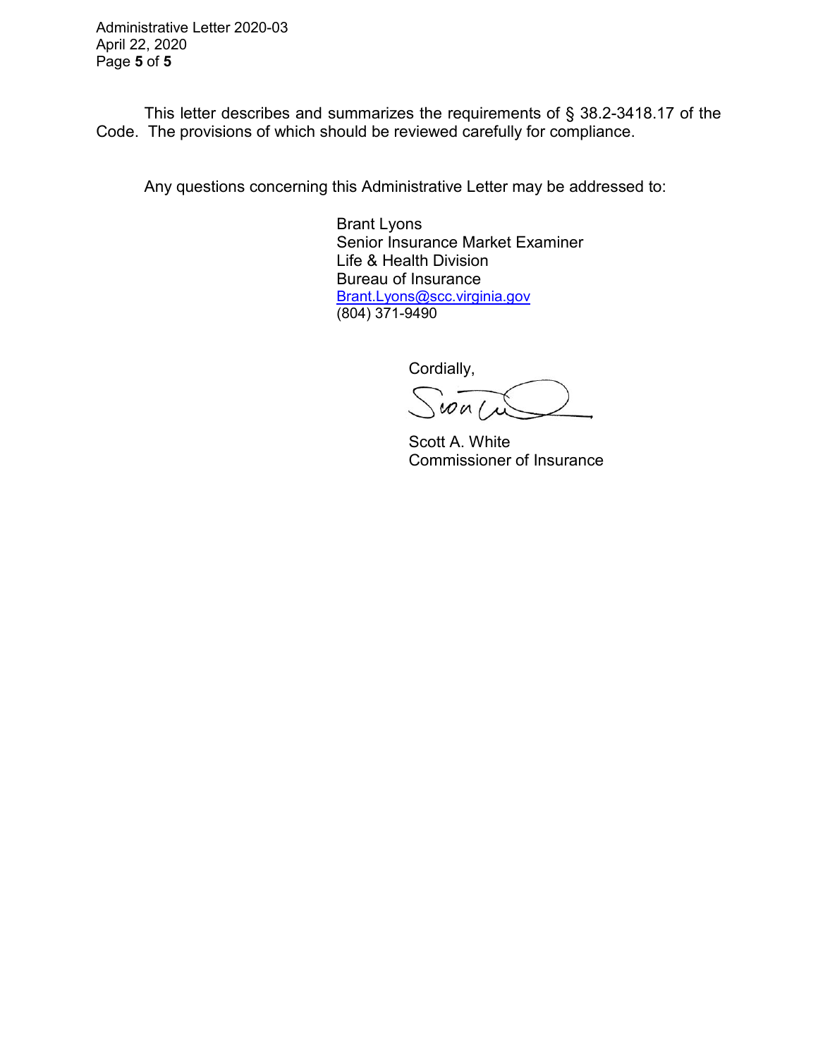This letter describes and summarizes the requirements of § 38.2-3418.17 of the Code. The provisions of which should be reviewed carefully for compliance.

Any questions concerning this Administrative Letter may be addressed to:

Brant Lyons
Senior Insurance Market Examiner
Life & Health Division
Bureau of Insurance
Brant.Lyons@scc.virginia.gov
(804) 371-9490

Cordially,

Scott A. White
Commissioner of Insurance